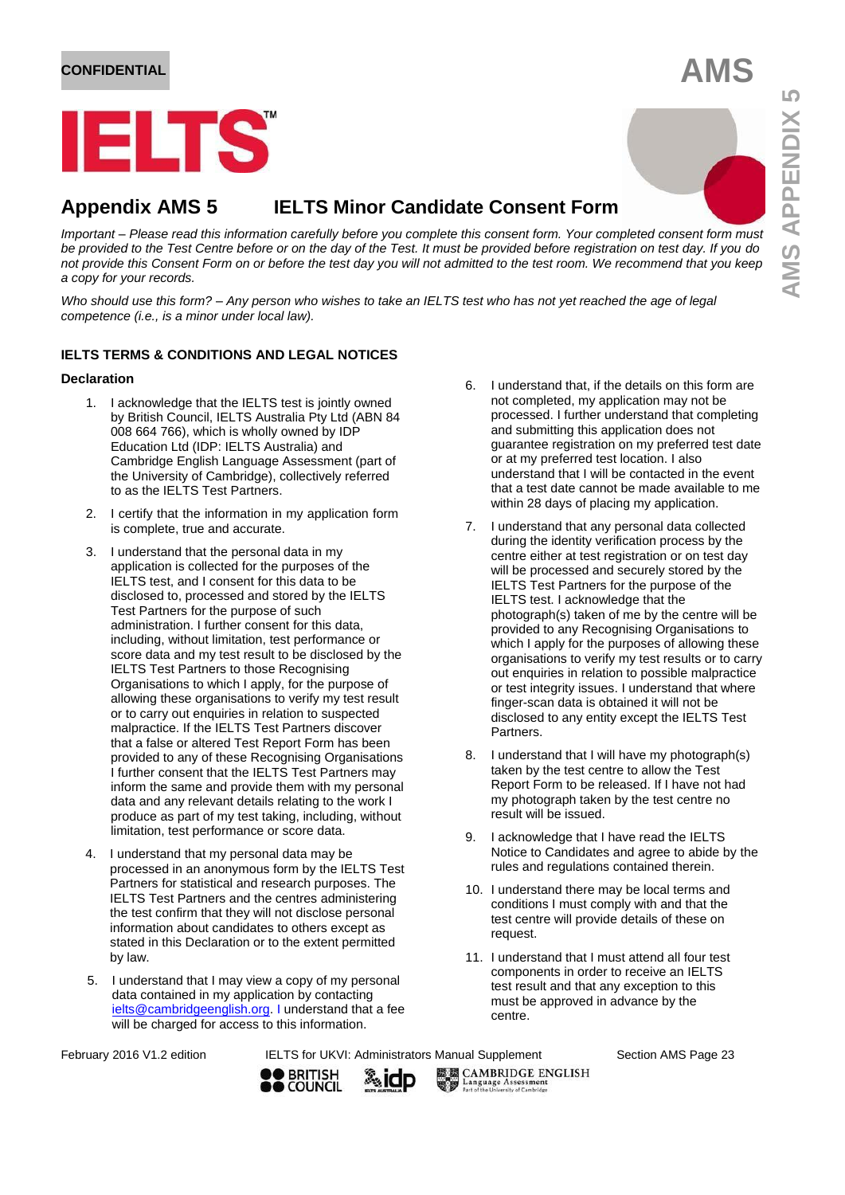CONFIDENTIAL

# AMS

# IELTS™

## Appendix AMS 5 IELTS Minor Candidate Consent Form

*Important – Please read this information carefully before you complete this consent form. Your completed consent form must be provided to the Test Centre before or on the day of the Test. It must be provided before registration on test day. If you do not provide this Consent Form on or before the test day you will not admitted to the test room. We recommend that you keep a copy for your records.*

*Who should use this form? – Any person who wishes to take an IELTS test who has not yet reached the age of legal competence (i.e., is a minor under local law).*

### IELTS TERMS & CONDITIONS AND LEGAL NOTICES

**Declaration**

1. I acknowledge that the IELTS test is jointly owned by British Council, IELTS Australia Pty Ltd (ABN 84 008 664 766), which is wholly owned by IDP Education Ltd (IDP: IELTS Australia) and Cambridge English Language Assessment (part of the University of Cambridge), collectively referred to as the IELTS Test Partners.
2. I certify that the information in my application form is complete, true and accurate.
3. I understand that the personal data in my application is collected for the purposes of the IELTS test, and I consent for this data to be disclosed to, processed and stored by the IELTS Test Partners for the purpose of such administration. I further consent for this data, including, without limitation, test performance or score data and my test result to be disclosed by the IELTS Test Partners to those Recognising Organisations to which I apply, for the purpose of allowing these organisations to verify my test result or to carry out enquiries in relation to suspected malpractice. If the IELTS Test Partners discover that a false or altered Test Report Form has been provided to any of these Recognising Organisations I further consent that the IELTS Test Partners may inform the same and provide them with my personal data and any relevant details relating to the work I produce as part of my test taking, including, without limitation, test performance or score data.
4. I understand that my personal data may be processed in an anonymous form by the IELTS Test Partners for statistical and research purposes. The IELTS Test Partners and the centres administering the test confirm that they will not disclose personal information about candidates to others except as stated in this Declaration or to the extent permitted by law.
5. I understand that I may view a copy of my personal data contained in my application by contacting ielts@cambridgeenglish.org. I understand that a fee will be charged for access to this information.
6. I understand that, if the details on this form are not completed, my application may not be processed. I further understand that completing and submitting this application does not guarantee registration on my preferred test date or at my preferred test location. I also understand that I will be contacted in the event that a test date cannot be made available to me within 28 days of placing my application.
7. I understand that any personal data collected during the identity verification process by the centre either at test registration or on test day will be processed and securely stored by the IELTS Test Partners for the purpose of the IELTS test. I acknowledge that the photograph(s) taken of me by the centre will be provided to any Recognising Organisations to which I apply for the purposes of allowing these organisations to verify my test results or to carry out enquiries in relation to possible malpractice or test integrity issues. I understand that where finger-scan data is obtained it will not be disclosed to any entity except the IELTS Test Partners.
8. I understand that I will have my photograph(s) taken by the test centre to allow the Test Report Form to be released. If I have not had my photograph taken by the test centre no result will be issued.
9. I acknowledge that I have read the IELTS Notice to Candidates and agree to abide by the rules and regulations contained therein.
10. I understand there may be local terms and conditions I must comply with and that the test centre will provide details of these on request.
11. I understand that I must attend all four test components in order to receive an IELTS test result and that any exception to this must be approved in advance by the centre.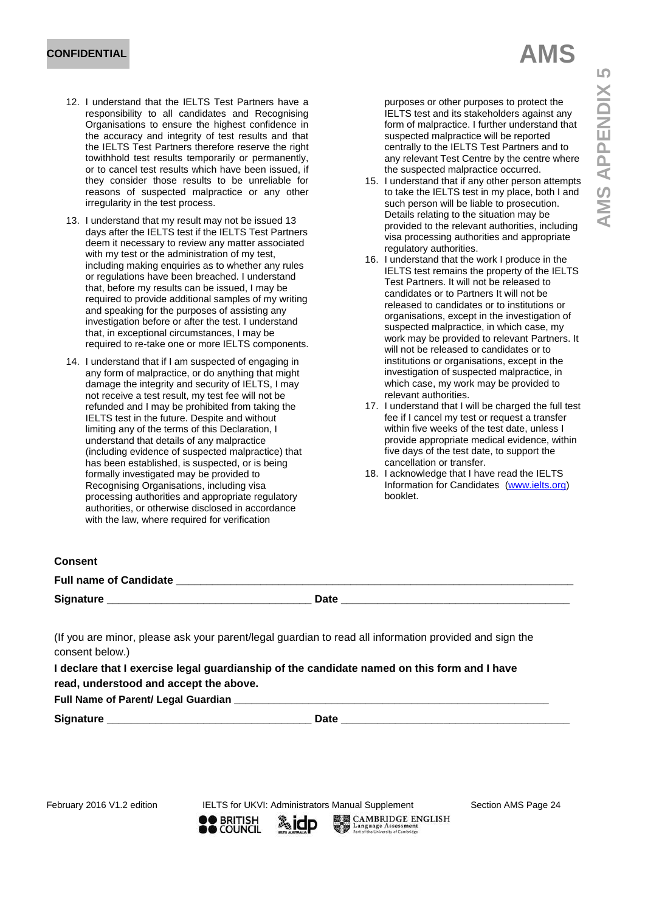12. I understand that the IELTS Test Partners have a responsibility to all candidates and Recognising Organisations to ensure the highest confidence in the accuracy and integrity of test results and that the IELTS Test Partners therefore reserve the right towithhold test results temporarily or permanently, or to cancel test results which have been issued, if they consider those results to be unreliable for reasons of suspected malpractice or any other irregularity in the test process.
13. I understand that my result may not be issued 13 days after the IELTS test if the IELTS Test Partners deem it necessary to review any matter associated with my test or the administration of my test, including making enquiries as to whether any rules or regulations have been breached. I understand that, before my results can be issued, I may be required to provide additional samples of my writing and speaking for the purposes of assisting any investigation before or after the test. I understand that, in exceptional circumstances, I may be required to re-take one or more IELTS components.
14. I understand that if I am suspected of engaging in any form of malpractice, or do anything that might damage the integrity and security of IELTS, I may not receive a test result, my test fee will not be refunded and I may be prohibited from taking the IELTS test in the future. Despite and without limiting any of the terms of this Declaration, I understand that details of any malpractice (including evidence of suspected malpractice) that has been established, is suspected, or is being formally investigated may be provided to Recognising Organisations, including visa processing authorities and appropriate regulatory authorities, or otherwise disclosed in accordance with the law, where required for verification purposes or other purposes to protect the IELTS test and its stakeholders against any form of malpractice. I further understand that suspected malpractice will be reported centrally to the IELTS Test Partners and to any relevant Test Centre by the centre where the suspected malpractice occurred.
15. I understand that if any other person attempts to take the IELTS test in my place, both I and such person will be liable to prosecution. Details relating to the situation may be provided to the relevant authorities, including visa processing authorities and appropriate regulatory authorities.
16. I understand that the work I produce in the IELTS test remains the property of the IELTS Test Partners. It will not be released to candidates or to Partners It will not be released to candidates or to institutions or organisations, except in the investigation of suspected malpractice, in which case, my work may be provided to relevant Partners. It will not be released to candidates or to institutions or organisations, except in the investigation of suspected malpractice, in which case, my work may be provided to relevant authorities.
17. I understand that I will be charged the full test fee if I cancel my test or request a transfer within five weeks of the test date, unless I provide appropriate medical evidence, within five days of the test date, to support the cancellation or transfer.
18. I acknowledge that I have read the IELTS Information for Candidates (www.ielts.org) booklet.

**Consent**

**Full name of Candidate** ______________________________________________

**Signature** ______________________________ **Date** ______________________________

(If you are minor, please ask your parent/legal guardian to read all information provided and sign the consent below.)

**I declare that I exercise legal guardianship of the candidate named on this form and I have read, understood and accept the above.**

**Full Name of Parent/ Legal Guardian** ______________________________________________

**Signature** ______________________________ **Date** ______________________________